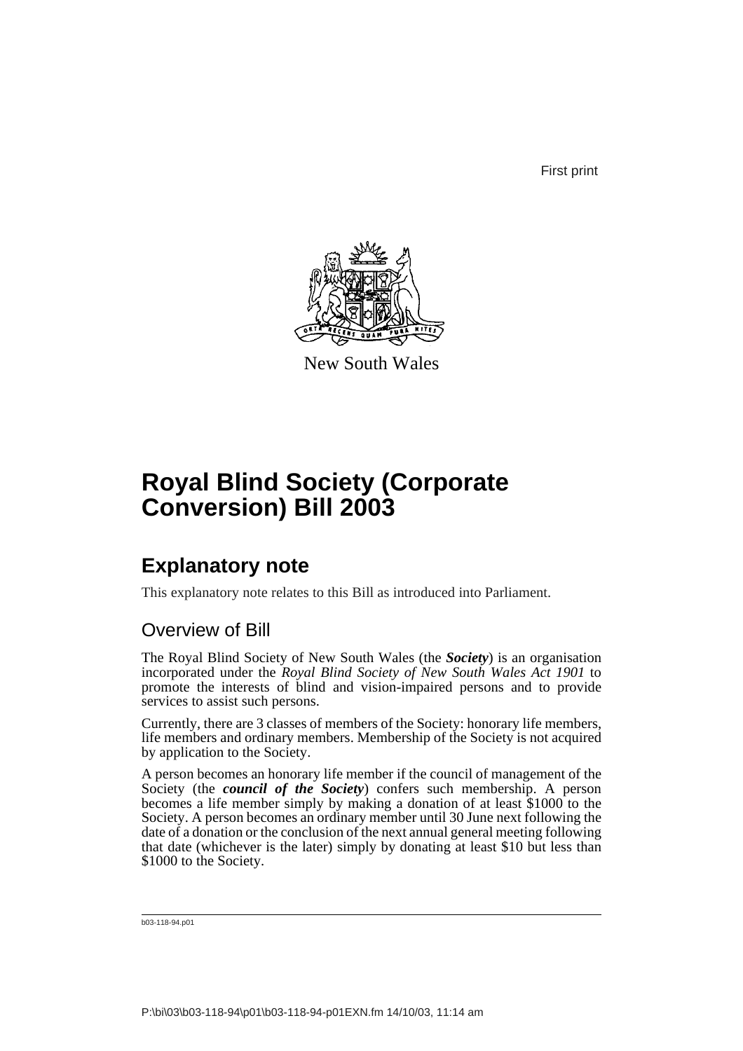First print

New South Wales

# Royal Blind Society (Corporate Conversion) Bill 2003

## Explanatory note

This explanatory note relates to this Bill as introduced into Parliament.

### Overview of Bill

The Royal Blind Society of New South Wales (the ***Society***) is an organisation incorporated under the *Royal Blind Society of New South Wales Act 1901* to promote the interests of blind and vision-impaired persons and to provide services to assist such persons.

Currently, there are 3 classes of members of the Society: honorary life members, life members and ordinary members. Membership of the Society is not acquired by application to the Society.

A person becomes an honorary life member if the council of management of the Society (the ***council of the Society***) confers such membership. A person becomes a life member simply by making a donation of at least $1000 to the Society. A person becomes an ordinary member until 30 June next following the date of a donation or the conclusion of the next annual general meeting following that date (whichever is the later) simply by donating at least $10 but less than $1000 to the Society.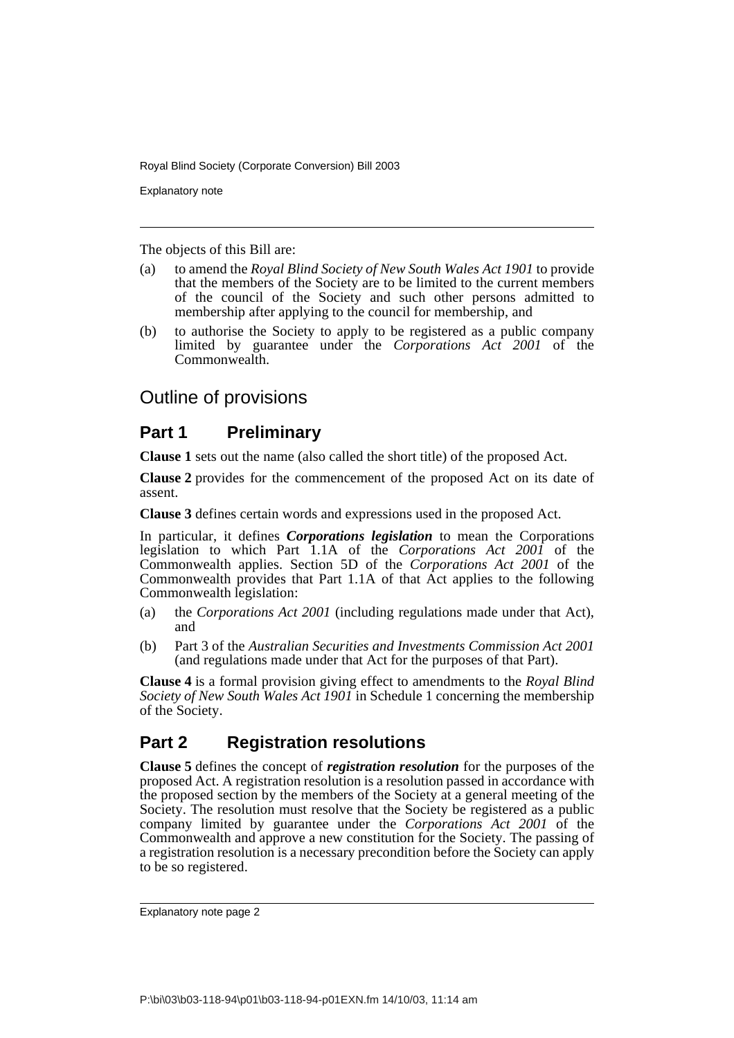The objects of this Bill are:

(a) to amend the *Royal Blind Society of New South Wales Act 1901* to provide that the members of the Society are to be limited to the current members of the council of the Society and such other persons admitted to membership after applying to the council for membership, and

(b) to authorise the Society to apply to be registered as a public company limited by guarantee under the *Corporations Act 2001* of the Commonwealth.

## Outline of provisions

### Part 1 Preliminary

**Clause 1** sets out the name (also called the short title) of the proposed Act.

**Clause 2** provides for the commencement of the proposed Act on its date of assent.

**Clause 3** defines certain words and expressions used in the proposed Act.

In particular, it defines ***Corporations legislation*** to mean the Corporations legislation to which Part 1.1A of the *Corporations Act 2001* of the Commonwealth applies. Section 5D of the *Corporations Act 2001* of the Commonwealth provides that Part 1.1A of that Act applies to the following Commonwealth legislation:

(a) the *Corporations Act 2001* (including regulations made under that Act), and

(b) Part 3 of the *Australian Securities and Investments Commission Act 2001* (and regulations made under that Act for the purposes of that Part).

**Clause 4** is a formal provision giving effect to amendments to the *Royal Blind Society of New South Wales Act 1901* in Schedule 1 concerning the membership of the Society.

### Part 2 Registration resolutions

**Clause 5** defines the concept of ***registration resolution*** for the purposes of the proposed Act. A registration resolution is a resolution passed in accordance with the proposed section by the members of the Society at a general meeting of the Society. The resolution must resolve that the Society be registered as a public company limited by guarantee under the *Corporations Act 2001* of the Commonwealth and approve a new constitution for the Society. The passing of a registration resolution is a necessary precondition before the Society can apply to be so registered.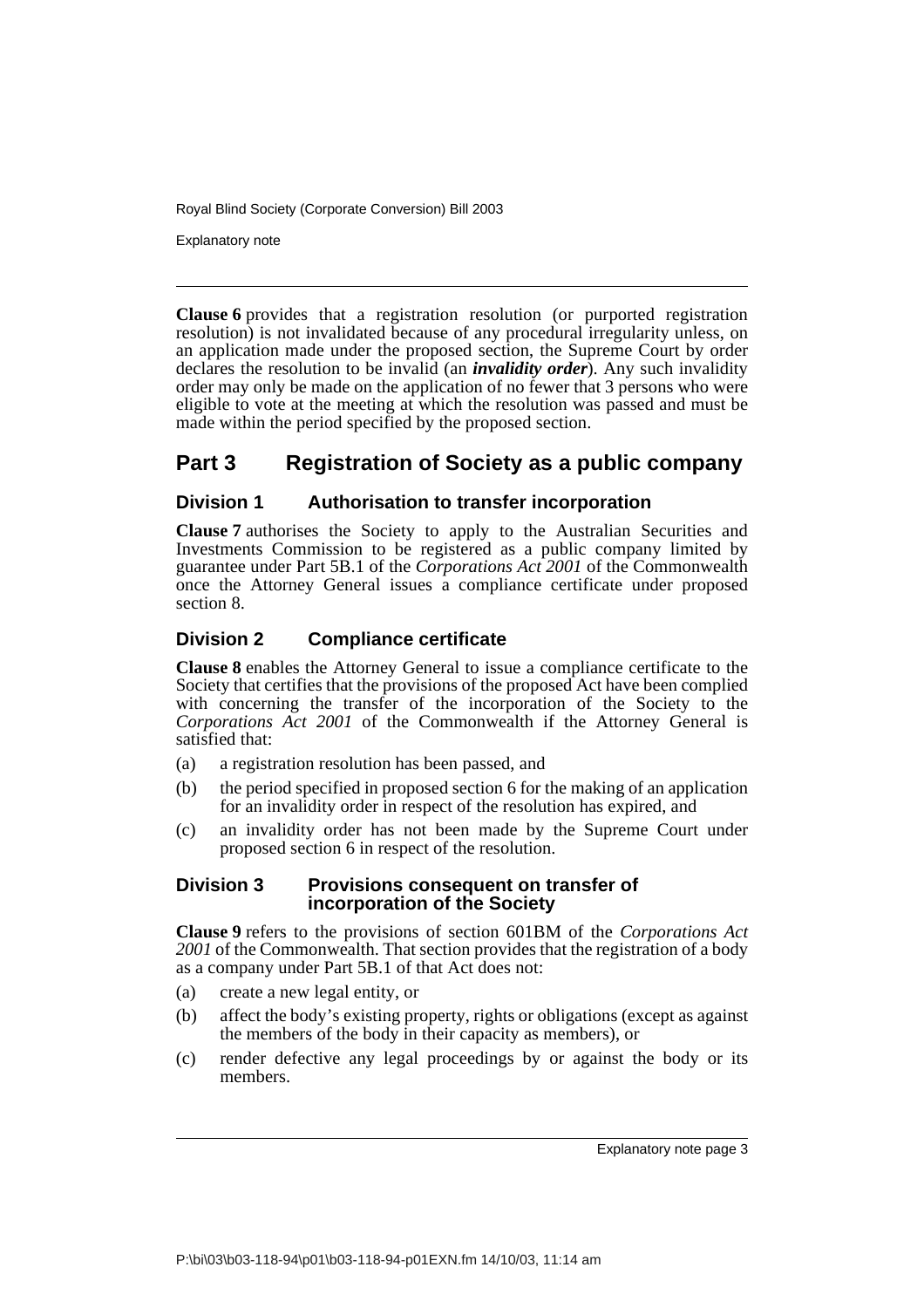**Clause 6** provides that a registration resolution (or purported registration resolution) is not invalidated because of any procedural irregularity unless, on an application made under the proposed section, the Supreme Court by order declares the resolution to be invalid (an ***invalidity order***). Any such invalidity order may only be made on the application of no fewer that 3 persons who were eligible to vote at the meeting at which the resolution was passed and must be made within the period specified by the proposed section.

## Part 3 Registration of Society as a public company

### Division 1 Authorisation to transfer incorporation

**Clause 7** authorises the Society to apply to the Australian Securities and Investments Commission to be registered as a public company limited by guarantee under Part 5B.1 of the *Corporations Act 2001* of the Commonwealth once the Attorney General issues a compliance certificate under proposed section 8.

### Division 2 Compliance certificate

**Clause 8** enables the Attorney General to issue a compliance certificate to the Society that certifies that the provisions of the proposed Act have been complied with concerning the transfer of the incorporation of the Society to the *Corporations Act 2001* of the Commonwealth if the Attorney General is satisfied that:

(a) a registration resolution has been passed, and

(b) the period specified in proposed section 6 for the making of an application for an invalidity order in respect of the resolution has expired, and

(c) an invalidity order has not been made by the Supreme Court under proposed section 6 in respect of the resolution.

### Division 3 Provisions consequent on transfer of incorporation of the Society

**Clause 9** refers to the provisions of section 601BM of the *Corporations Act 2001* of the Commonwealth. That section provides that the registration of a body as a company under Part 5B.1 of that Act does not:

(a) create a new legal entity, or

(b) affect the body's existing property, rights or obligations (except as against the members of the body in their capacity as members), or

(c) render defective any legal proceedings by or against the body or its members.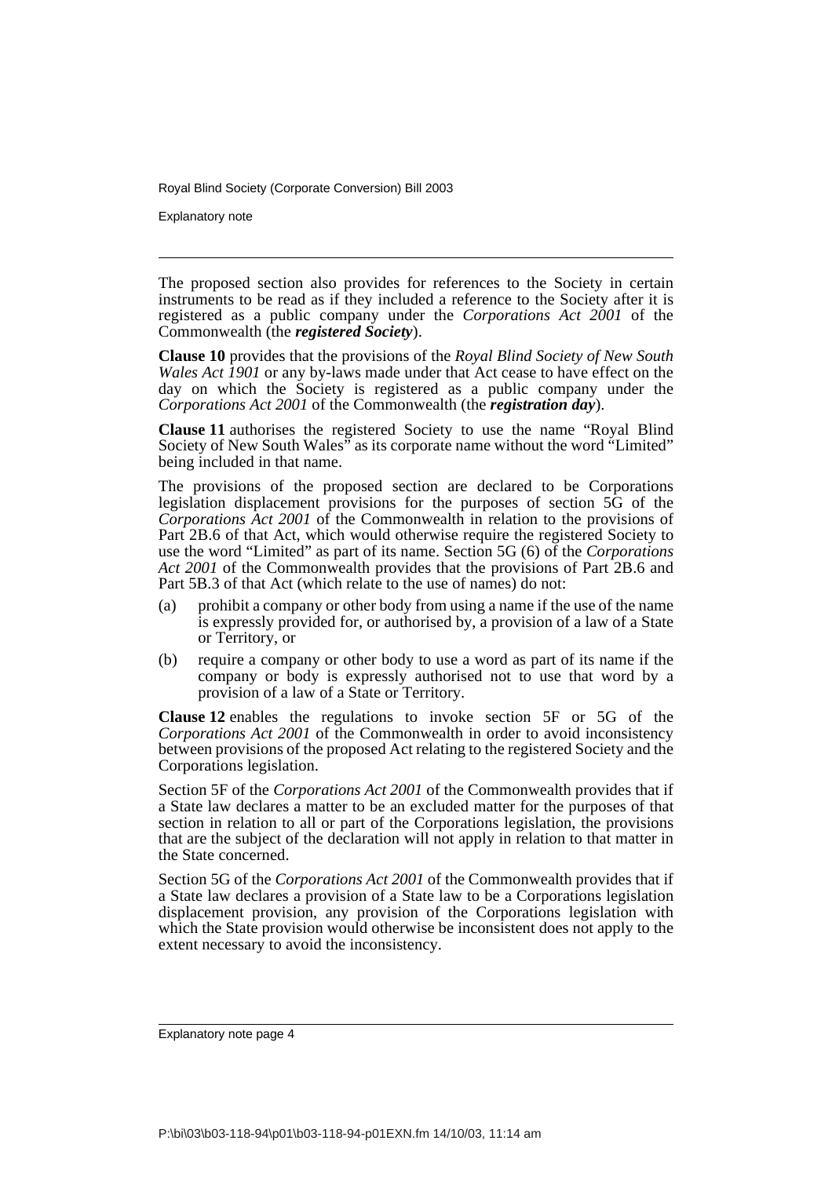The proposed section also provides for references to the Society in certain instruments to be read as if they included a reference to the Society after it is registered as a public company under the *Corporations Act 2001* of the Commonwealth (the ***registered Society***).

**Clause 10** provides that the provisions of the *Royal Blind Society of New South Wales Act 1901* or any by-laws made under that Act cease to have effect on the day on which the Society is registered as a public company under the *Corporations Act 2001* of the Commonwealth (the ***registration day***).

**Clause 11** authorises the registered Society to use the name "Royal Blind Society of New South Wales" as its corporate name without the word "Limited" being included in that name.

The provisions of the proposed section are declared to be Corporations legislation displacement provisions for the purposes of section 5G of the *Corporations Act 2001* of the Commonwealth in relation to the provisions of Part 2B.6 of that Act, which would otherwise require the registered Society to use the word "Limited" as part of its name. Section 5G (6) of the *Corporations Act 2001* of the Commonwealth provides that the provisions of Part 2B.6 and Part 5B.3 of that Act (which relate to the use of names) do not:

(a) prohibit a company or other body from using a name if the use of the name is expressly provided for, or authorised by, a provision of a law of a State or Territory, or

(b) require a company or other body to use a word as part of its name if the company or body is expressly authorised not to use that word by a provision of a law of a State or Territory.

**Clause 12** enables the regulations to invoke section 5F or 5G of the *Corporations Act 2001* of the Commonwealth in order to avoid inconsistency between provisions of the proposed Act relating to the registered Society and the Corporations legislation.

Section 5F of the *Corporations Act 2001* of the Commonwealth provides that if a State law declares a matter to be an excluded matter for the purposes of that section in relation to all or part of the Corporations legislation, the provisions that are the subject of the declaration will not apply in relation to that matter in the State concerned.

Section 5G of the *Corporations Act 2001* of the Commonwealth provides that if a State law declares a provision of a State law to be a Corporations legislation displacement provision, any provision of the Corporations legislation with which the State provision would otherwise be inconsistent does not apply to the extent necessary to avoid the inconsistency.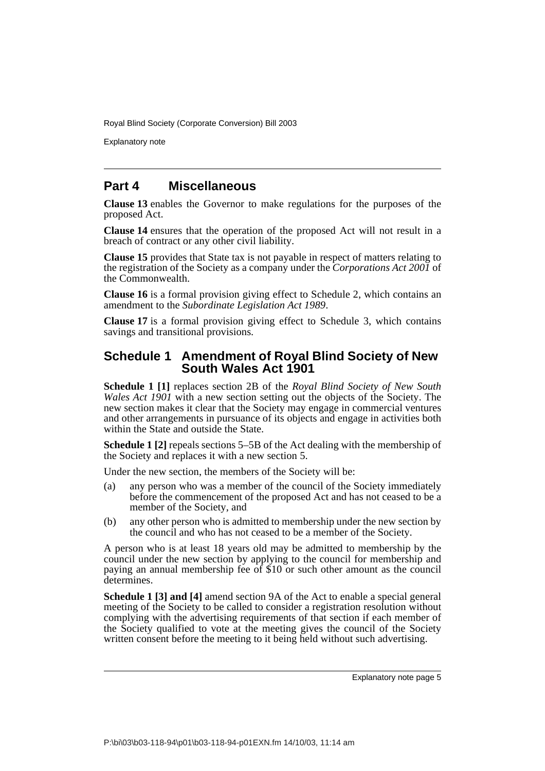## Part 4 Miscellaneous

**Clause 13** enables the Governor to make regulations for the purposes of the proposed Act.

**Clause 14** ensures that the operation of the proposed Act will not result in a breach of contract or any other civil liability.

**Clause 15** provides that State tax is not payable in respect of matters relating to the registration of the Society as a company under the *Corporations Act 2001* of the Commonwealth.

**Clause 16** is a formal provision giving effect to Schedule 2, which contains an amendment to the *Subordinate Legislation Act 1989*.

**Clause 17** is a formal provision giving effect to Schedule 3, which contains savings and transitional provisions.

## Schedule 1 Amendment of Royal Blind Society of New South Wales Act 1901

**Schedule 1 [1]** replaces section 2B of the *Royal Blind Society of New South Wales Act 1901* with a new section setting out the objects of the Society. The new section makes it clear that the Society may engage in commercial ventures and other arrangements in pursuance of its objects and engage in activities both within the State and outside the State.

**Schedule 1 [2]** repeals sections 5–5B of the Act dealing with the membership of the Society and replaces it with a new section 5.

Under the new section, the members of the Society will be:

(a) any person who was a member of the council of the Society immediately before the commencement of the proposed Act and has not ceased to be a member of the Society, and

(b) any other person who is admitted to membership under the new section by the council and who has not ceased to be a member of the Society.

A person who is at least 18 years old may be admitted to membership by the council under the new section by applying to the council for membership and paying an annual membership fee of $10 or such other amount as the council determines.

**Schedule 1 [3] and [4]** amend section 9A of the Act to enable a special general meeting of the Society to be called to consider a registration resolution without complying with the advertising requirements of that section if each member of the Society qualified to vote at the meeting gives the council of the Society written consent before the meeting to it being held without such advertising.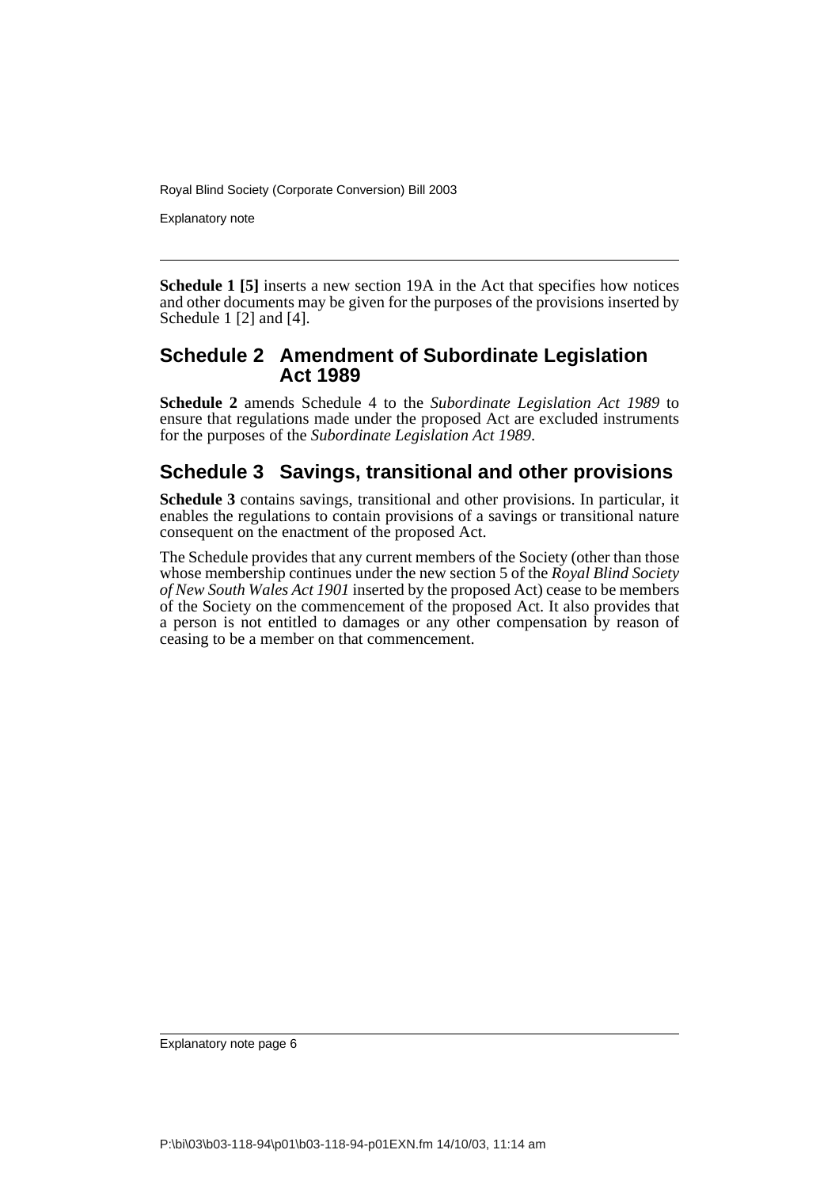**Schedule 1 [5]** inserts a new section 19A in the Act that specifies how notices and other documents may be given for the purposes of the provisions inserted by Schedule 1 [2] and [4].

## Schedule 2 Amendment of Subordinate Legislation Act 1989

**Schedule 2** amends Schedule 4 to the *Subordinate Legislation Act 1989* to ensure that regulations made under the proposed Act are excluded instruments for the purposes of the *Subordinate Legislation Act 1989*.

## Schedule 3 Savings, transitional and other provisions

**Schedule 3** contains savings, transitional and other provisions. In particular, it enables the regulations to contain provisions of a savings or transitional nature consequent on the enactment of the proposed Act.

The Schedule provides that any current members of the Society (other than those whose membership continues under the new section 5 of the *Royal Blind Society of New South Wales Act 1901* inserted by the proposed Act) cease to be members of the Society on the commencement of the proposed Act. It also provides that a person is not entitled to damages or any other compensation by reason of ceasing to be a member on that commencement.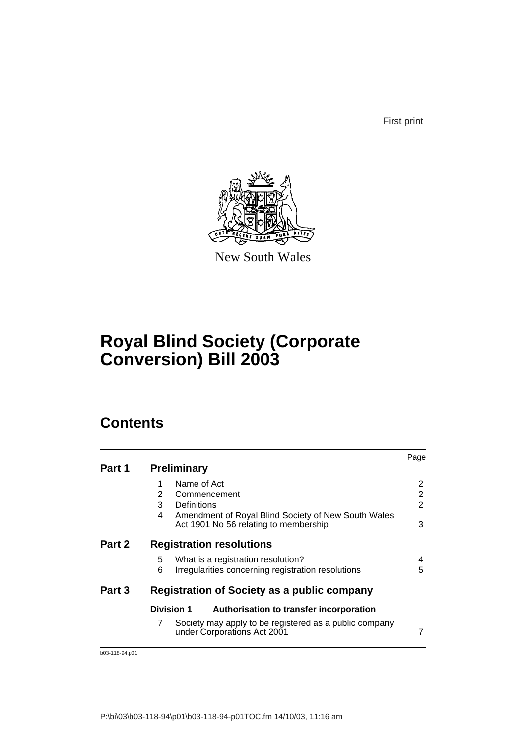First print

New South Wales

# Royal Blind Society (Corporate Conversion) Bill 2003

## Contents

| | | | Page |
|---|---|---|---|
| **Part 1** | **Preliminary** | | |
| | 1 | Name of Act | 2 |
| | 2 | Commencement | 2 |
| | 3 | Definitions | 2 |
| | 4 | Amendment of Royal Blind Society of New South Wales Act 1901 No 56 relating to membership | 3 |
| **Part 2** | **Registration resolutions** | | |
| | 5 | What is a registration resolution? | 4 |
| | 6 | Irregularities concerning registration resolutions | 5 |
| **Part 3** | **Registration of Society as a public company** | | |
| | **Division 1** | **Authorisation to transfer incorporation** | |
| | 7 | Society may apply to be registered as a public company under Corporations Act 2001 | 7 |

b03-118-94.p01

P:\bi\03\b03-118-94\p01\b03-118-94-p01TOC.fm 14/10/03, 11:16 am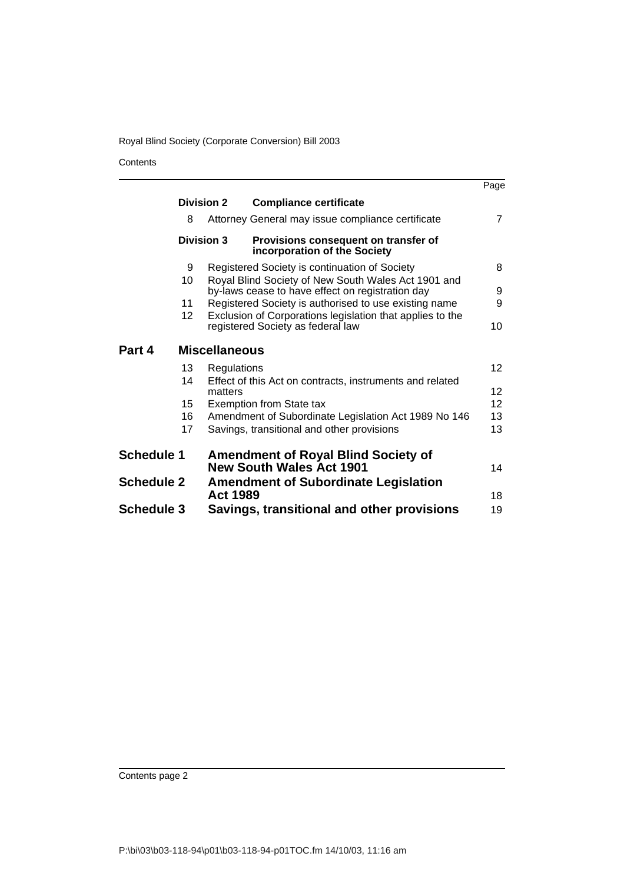Contents

| | | | Page |
|---|---|---|---|
| | **Division 2** | **Compliance certificate** | |
| | 8 | Attorney General may issue compliance certificate | 7 |
| | **Division 3** | **Provisions consequent on transfer of incorporation of the Society** | |
| | 9 | Registered Society is continuation of Society | 8 |
| | 10 | Royal Blind Society of New South Wales Act 1901 and by-laws cease to have effect on registration day | 9 |
| | 11 | Registered Society is authorised to use existing name | 9 |
| | 12 | Exclusion of Corporations legislation that applies to the registered Society as federal law | 10 |
| **Part 4** | **Miscellaneous** | | |
| | 13 | Regulations | 12 |
| | 14 | Effect of this Act on contracts, instruments and related matters | 12 |
| | 15 | Exemption from State tax | 12 |
| | 16 | Amendment of Subordinate Legislation Act 1989 No 146 | 13 |
| | 17 | Savings, transitional and other provisions | 13 |
| **Schedule 1** | **Amendment of Royal Blind Society of New South Wales Act 1901** | | 14 |
| **Schedule 2** | **Amendment of Subordinate Legislation Act 1989** | | 18 |
| **Schedule 3** | **Savings, transitional and other provisions** | | 19 |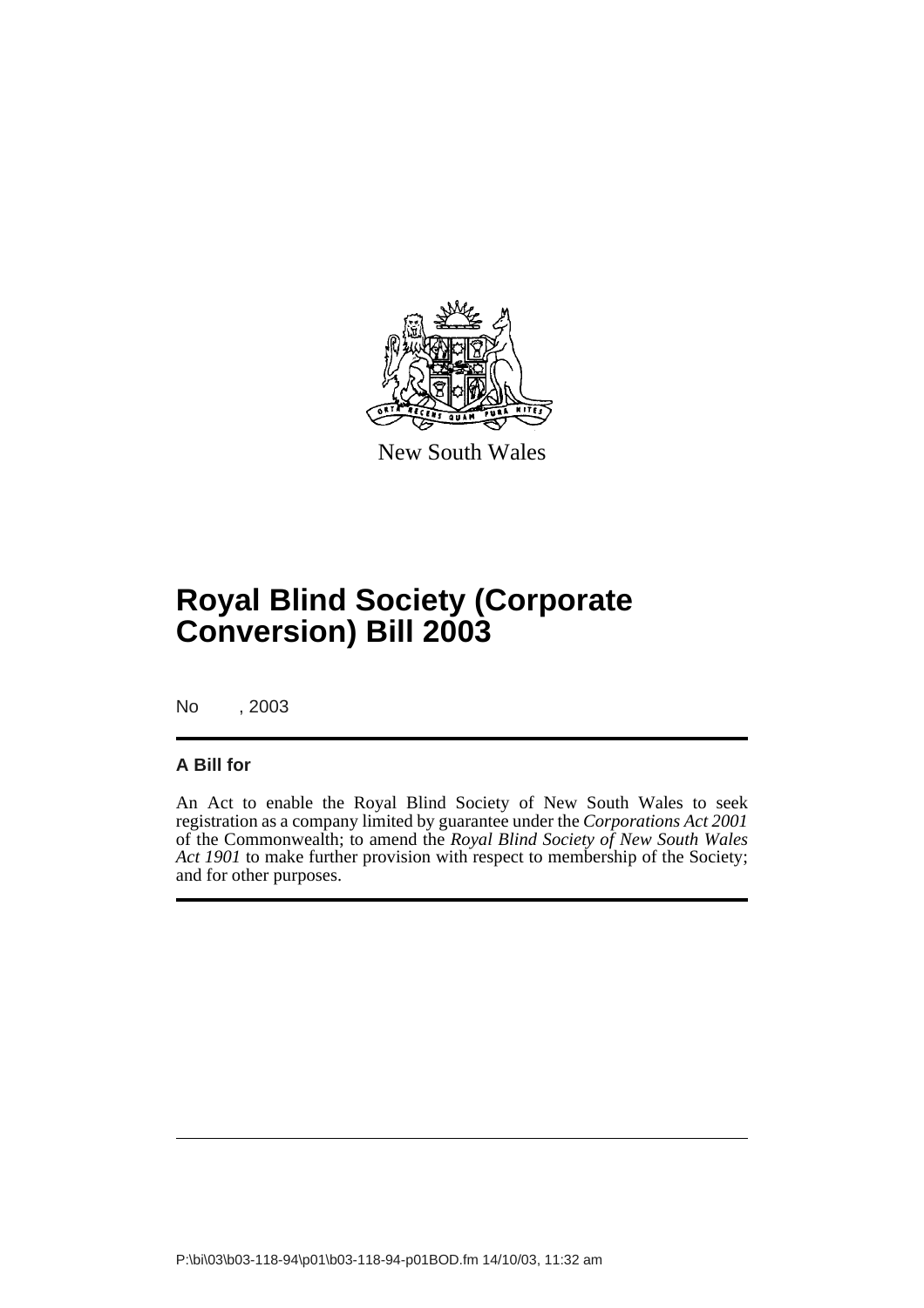New South Wales

# Royal Blind Society (Corporate Conversion) Bill 2003

No , 2003

## A Bill for

An Act to enable the Royal Blind Society of New South Wales to seek registration as a company limited by guarantee under the *Corporations Act 2001* of the Commonwealth; to amend the *Royal Blind Society of New South Wales Act 1901* to make further provision with respect to membership of the Society; and for other purposes.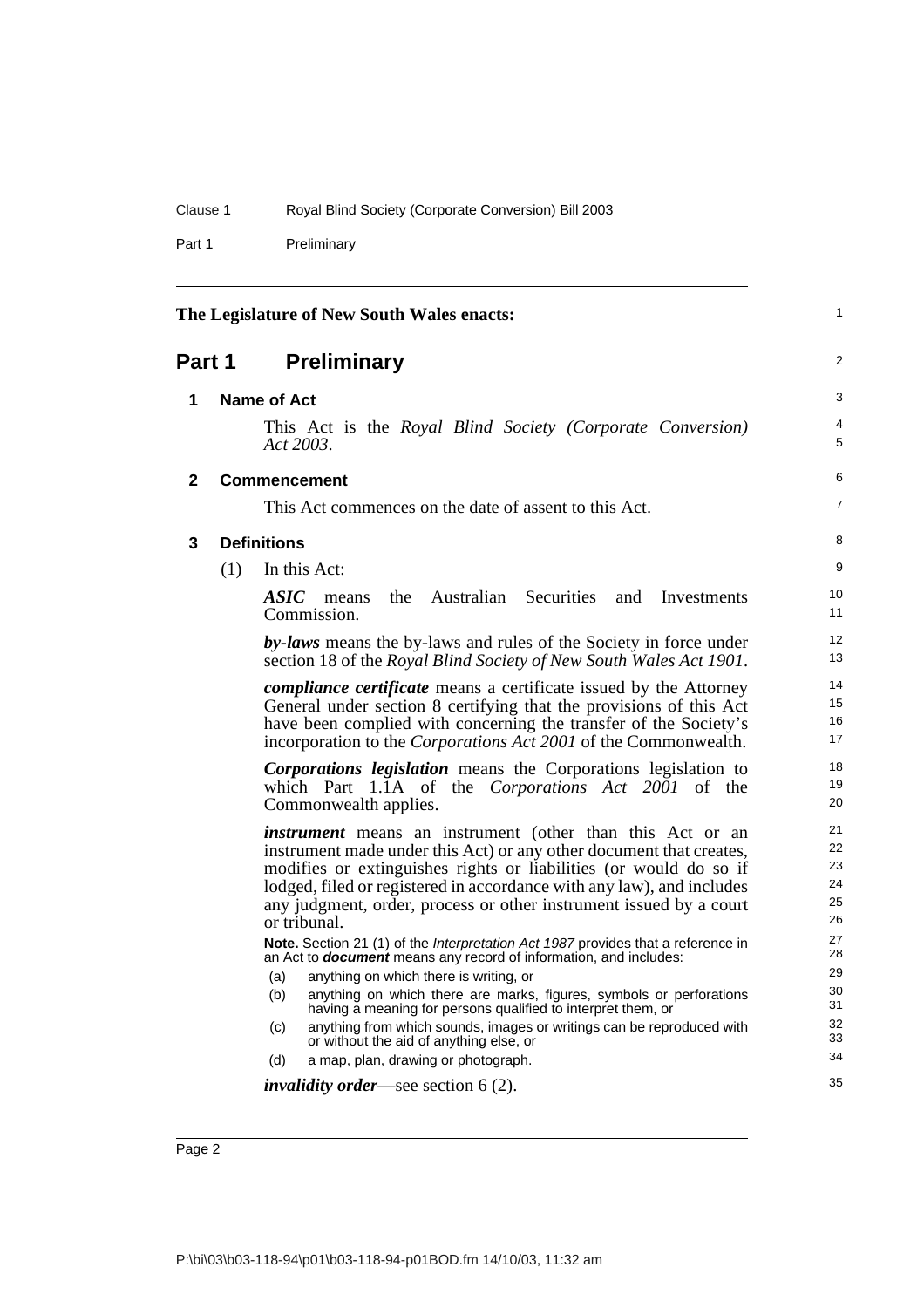**The Legislature of New South Wales enacts:**

## Part 1 Preliminary

### 1 Name of Act

This Act is the *Royal Blind Society (Corporate Conversion) Act 2003*.

### 2 Commencement

This Act commences on the date of assent to this Act.

### 3 Definitions

(1) In this Act:

***ASIC*** means the Australian Securities and Investments Commission.

***by-laws*** means the by-laws and rules of the Society in force under section 18 of the *Royal Blind Society of New South Wales Act 1901*.

***compliance certificate*** means a certificate issued by the Attorney General under section 8 certifying that the provisions of this Act have been complied with concerning the transfer of the Society's incorporation to the *Corporations Act 2001* of the Commonwealth.

***Corporations legislation*** means the Corporations legislation to which Part 1.1A of the *Corporations Act 2001* of the Commonwealth applies.

***instrument*** means an instrument (other than this Act or an instrument made under this Act) or any other document that creates, modifies or extinguishes rights or liabilities (or would do so if lodged, filed or registered in accordance with any law), and includes any judgment, order, process or other instrument issued by a court or tribunal.

**Note.** Section 21 (1) of the *Interpretation Act 1987* provides that a reference in an Act to ***document*** means any record of information, and includes:

(a) anything on which there is writing, or

(b) anything on which there are marks, figures, symbols or perforations having a meaning for persons qualified to interpret them, or

(c) anything from which sounds, images or writings can be reproduced with or without the aid of anything else, or

(d) a map, plan, drawing or photograph.

***invalidity order***—see section 6 (2).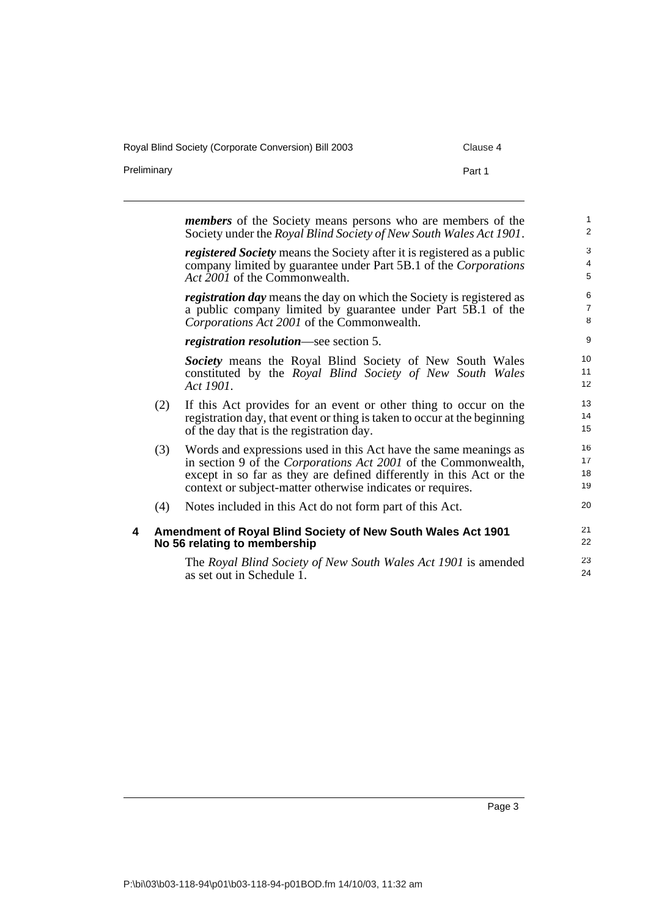***members*** of the Society means persons who are members of the Society under the *Royal Blind Society of New South Wales Act 1901*.

***registered Society*** means the Society after it is registered as a public company limited by guarantee under Part 5B.1 of the *Corporations Act 2001* of the Commonwealth.

***registration day*** means the day on which the Society is registered as a public company limited by guarantee under Part 5B.1 of the *Corporations Act 2001* of the Commonwealth.

***registration resolution***—see section 5.

***Society*** means the Royal Blind Society of New South Wales constituted by the *Royal Blind Society of New South Wales Act 1901*.

(2) If this Act provides for an event or other thing to occur on the registration day, that event or thing is taken to occur at the beginning of the day that is the registration day.

(3) Words and expressions used in this Act have the same meanings as in section 9 of the *Corporations Act 2001* of the Commonwealth, except in so far as they are defined differently in this Act or the context or subject-matter otherwise indicates or requires.

(4) Notes included in this Act do not form part of this Act.

### 4 Amendment of Royal Blind Society of New South Wales Act 1901 No 56 relating to membership

The *Royal Blind Society of New South Wales Act 1901* is amended as set out in Schedule 1.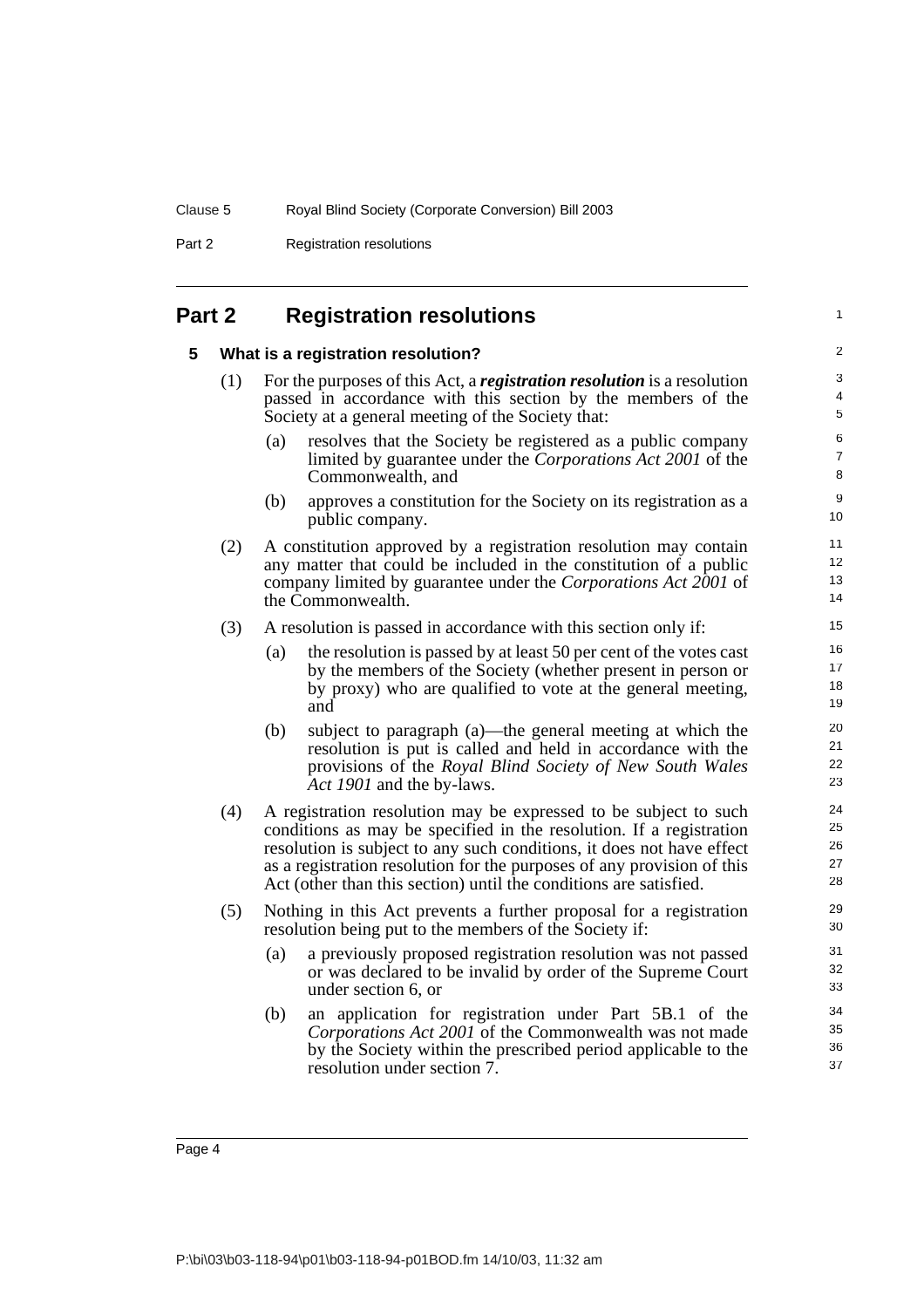## Part 2 Registration resolutions

### 5 What is a registration resolution?

(1) For the purposes of this Act, a ***registration resolution*** is a resolution passed in accordance with this section by the members of the Society at a general meeting of the Society that:

- (a) resolves that the Society be registered as a public company limited by guarantee under the *Corporations Act 2001* of the Commonwealth, and
- (b) approves a constitution for the Society on its registration as a public company.

(2) A constitution approved by a registration resolution may contain any matter that could be included in the constitution of a public company limited by guarantee under the *Corporations Act 2001* of the Commonwealth.

(3) A resolution is passed in accordance with this section only if:

- (a) the resolution is passed by at least 50 per cent of the votes cast by the members of the Society (whether present in person or by proxy) who are qualified to vote at the general meeting, and
- (b) subject to paragraph (a)—the general meeting at which the resolution is put is called and held in accordance with the provisions of the *Royal Blind Society of New South Wales Act 1901* and the by-laws.

(4) A registration resolution may be expressed to be subject to such conditions as may be specified in the resolution. If a registration resolution is subject to any such conditions, it does not have effect as a registration resolution for the purposes of any provision of this Act (other than this section) until the conditions are satisfied.

(5) Nothing in this Act prevents a further proposal for a registration resolution being put to the members of the Society if:

- (a) a previously proposed registration resolution was not passed or was declared to be invalid by order of the Supreme Court under section 6, or
- (b) an application for registration under Part 5B.1 of the *Corporations Act 2001* of the Commonwealth was not made by the Society within the prescribed period applicable to the resolution under section 7.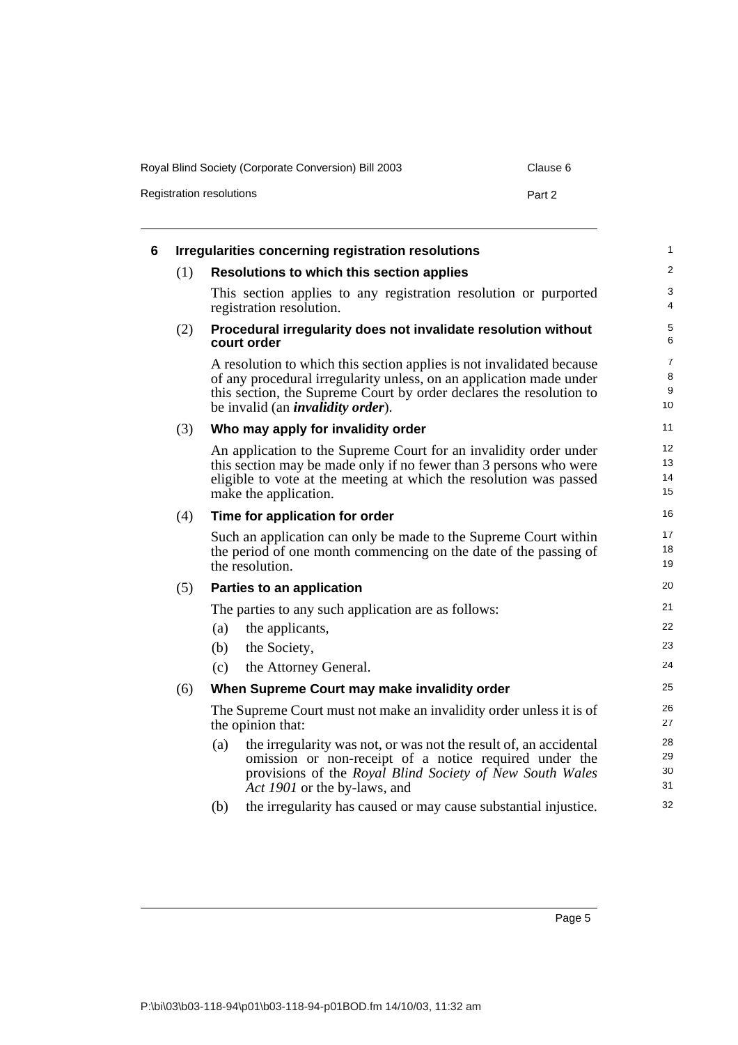## 6 Irregularities concerning registration resolutions

**(1) Resolutions to which this section applies**

This section applies to any registration resolution or purported registration resolution.

**(2) Procedural irregularity does not invalidate resolution without court order**

A resolution to which this section applies is not invalidated because of any procedural irregularity unless, on an application made under this section, the Supreme Court by order declares the resolution to be invalid (an ***invalidity order***).

**(3) Who may apply for invalidity order**

An application to the Supreme Court for an invalidity order under this section may be made only if no fewer than 3 persons who were eligible to vote at the meeting at which the resolution was passed make the application.

**(4) Time for application for order**

Such an application can only be made to the Supreme Court within the period of one month commencing on the date of the passing of the resolution.

**(5) Parties to an application**

The parties to any such application are as follows:

(a) the applicants,

(b) the Society,

(c) the Attorney General.

**(6) When Supreme Court may make invalidity order**

The Supreme Court must not make an invalidity order unless it is of the opinion that:

(a) the irregularity was not, or was not the result of, an accidental omission or non-receipt of a notice required under the provisions of the *Royal Blind Society of New South Wales Act 1901* or the by-laws, and

(b) the irregularity has caused or may cause substantial injustice.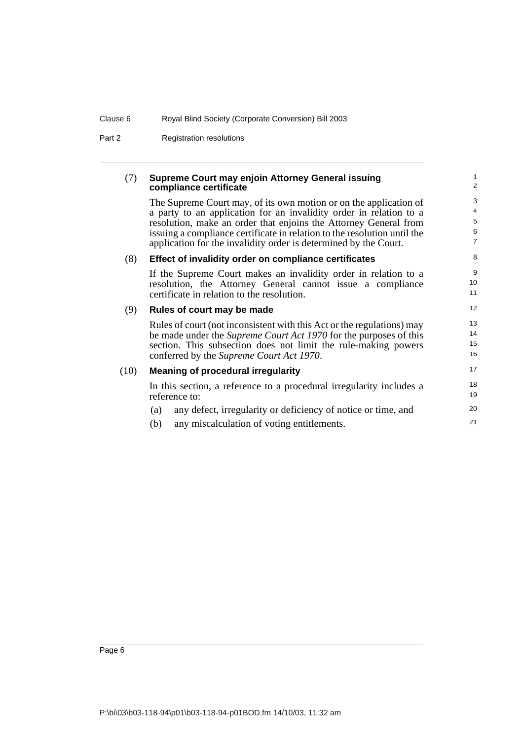(7) **Supreme Court may enjoin Attorney General issuing compliance certificate**

The Supreme Court may, of its own motion or on the application of a party to an application for an invalidity order in relation to a resolution, make an order that enjoins the Attorney General from issuing a compliance certificate in relation to the resolution until the application for the invalidity order is determined by the Court.

(8) **Effect of invalidity order on compliance certificates**

If the Supreme Court makes an invalidity order in relation to a resolution, the Attorney General cannot issue a compliance certificate in relation to the resolution.

(9) **Rules of court may be made**

Rules of court (not inconsistent with this Act or the regulations) may be made under the *Supreme Court Act 1970* for the purposes of this section. This subsection does not limit the rule-making powers conferred by the *Supreme Court Act 1970*.

(10) **Meaning of procedural irregularity**

In this section, a reference to a procedural irregularity includes a reference to:

- (a) any defect, irregularity or deficiency of notice or time, and
- (b) any miscalculation of voting entitlements.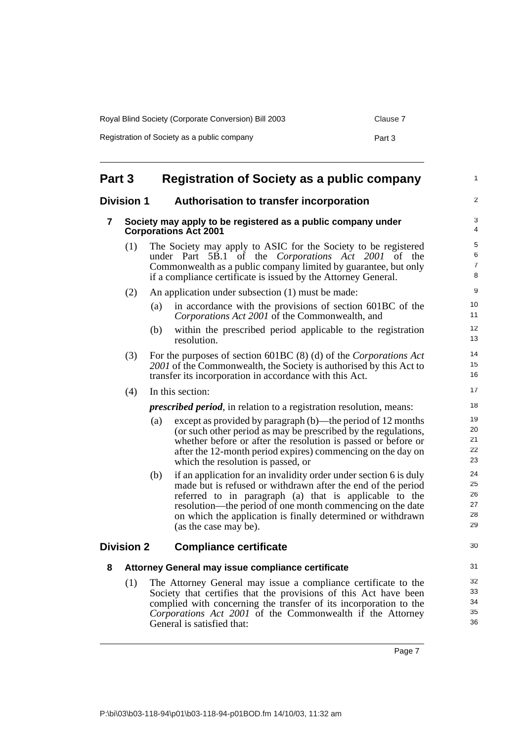## Part 3 Registration of Society as a public company

### Division 1 Authorisation to transfer incorporation

#### 7 Society may apply to be registered as a public company under Corporations Act 2001

(1) The Society may apply to ASIC for the Society to be registered under Part 5B.1 of the *Corporations Act 2001* of the Commonwealth as a public company limited by guarantee, but only if a compliance certificate is issued by the Attorney General.

(2) An application under subsection (1) must be made:

(a) in accordance with the provisions of section 601BC of the *Corporations Act 2001* of the Commonwealth, and

(b) within the prescribed period applicable to the registration resolution.

(3) For the purposes of section 601BC (8) (d) of the *Corporations Act 2001* of the Commonwealth, the Society is authorised by this Act to transfer its incorporation in accordance with this Act.

(4) In this section:

***prescribed period***, in relation to a registration resolution, means:

(a) except as provided by paragraph (b)—the period of 12 months (or such other period as may be prescribed by the regulations, whether before or after the resolution is passed or before or after the 12-month period expires) commencing on the day on which the resolution is passed, or

(b) if an application for an invalidity order under section 6 is duly made but is refused or withdrawn after the end of the period referred to in paragraph (a) that is applicable to the resolution—the period of one month commencing on the date on which the application is finally determined or withdrawn (as the case may be).

### Division 2 Compliance certificate

#### 8 Attorney General may issue compliance certificate

(1) The Attorney General may issue a compliance certificate to the Society that certifies that the provisions of this Act have been complied with concerning the transfer of its incorporation to the *Corporations Act 2001* of the Commonwealth if the Attorney General is satisfied that: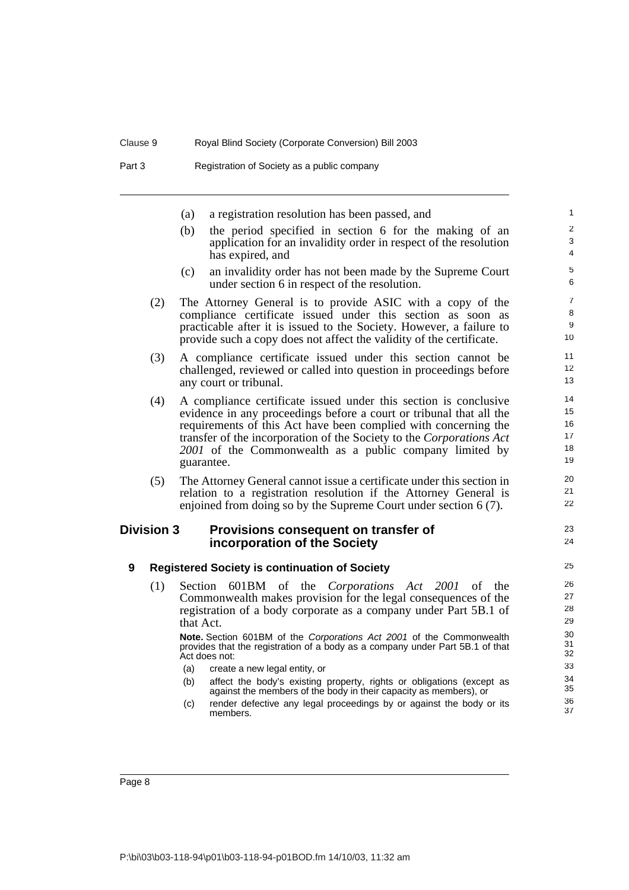(a) a registration resolution has been passed, and

(b) the period specified in section 6 for the making of an application for an invalidity order in respect of the resolution has expired, and

(c) an invalidity order has not been made by the Supreme Court under section 6 in respect of the resolution.

(2) The Attorney General is to provide ASIC with a copy of the compliance certificate issued under this section as soon as practicable after it is issued to the Society. However, a failure to provide such a copy does not affect the validity of the certificate.

(3) A compliance certificate issued under this section cannot be challenged, reviewed or called into question in proceedings before any court or tribunal.

(4) A compliance certificate issued under this section is conclusive evidence in any proceedings before a court or tribunal that all the requirements of this Act have been complied with concerning the transfer of the incorporation of the Society to the *Corporations Act 2001* of the Commonwealth as a public company limited by guarantee.

(5) The Attorney General cannot issue a certificate under this section in relation to a registration resolution if the Attorney General is enjoined from doing so by the Supreme Court under section 6 (7).

## Division 3 Provisions consequent on transfer of incorporation of the Society

### 9 Registered Society is continuation of Society

(1) Section 601BM of the *Corporations Act 2001* of the Commonwealth makes provision for the legal consequences of the registration of a body corporate as a company under Part 5B.1 of that Act.

**Note.** Section 601BM of the *Corporations Act 2001* of the Commonwealth provides that the registration of a body as a company under Part 5B.1 of that Act does not:

(a) create a new legal entity, or

(b) affect the body's existing property, rights or obligations (except as against the members of the body in their capacity as members), or

(c) render defective any legal proceedings by or against the body or its members.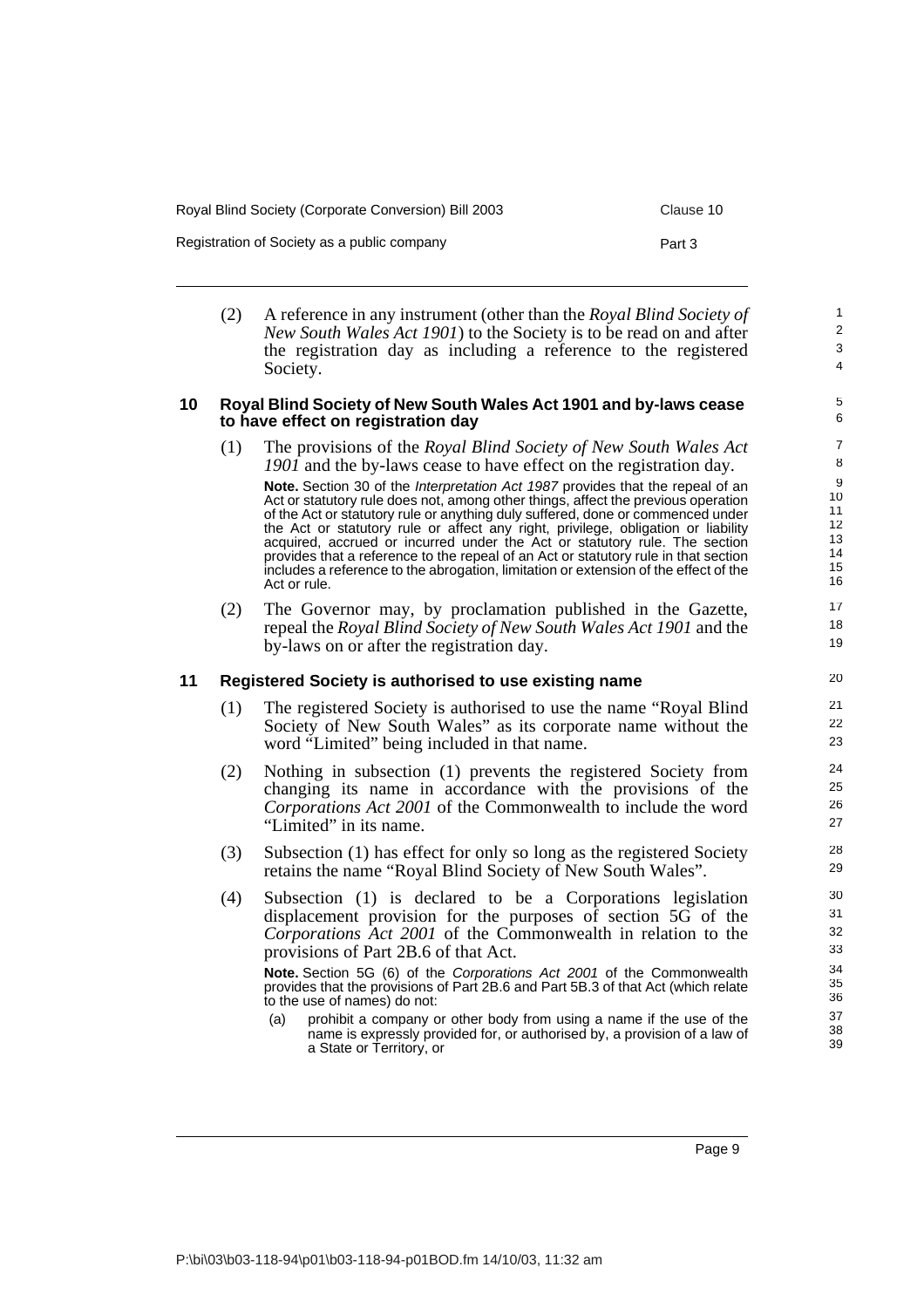(2) A reference in any instrument (other than the *Royal Blind Society of New South Wales Act 1901*) to the Society is to be read on and after the registration day as including a reference to the registered Society.

### 10 Royal Blind Society of New South Wales Act 1901 and by-laws cease to have effect on registration day

(1) The provisions of the *Royal Blind Society of New South Wales Act 1901* and the by-laws cease to have effect on the registration day.

**Note.** Section 30 of the *Interpretation Act 1987* provides that the repeal of an Act or statutory rule does not, among other things, affect the previous operation of the Act or statutory rule or anything duly suffered, done or commenced under the Act or statutory rule or affect any right, privilege, obligation or liability acquired, accrued or incurred under the Act or statutory rule. The section provides that a reference to the repeal of an Act or statutory rule in that section includes a reference to the abrogation, limitation or extension of the effect of the Act or rule.

(2) The Governor may, by proclamation published in the Gazette, repeal the *Royal Blind Society of New South Wales Act 1901* and the by-laws on or after the registration day.

### 11 Registered Society is authorised to use existing name

(1) The registered Society is authorised to use the name "Royal Blind Society of New South Wales" as its corporate name without the word "Limited" being included in that name.

(2) Nothing in subsection (1) prevents the registered Society from changing its name in accordance with the provisions of the *Corporations Act 2001* of the Commonwealth to include the word "Limited" in its name.

(3) Subsection (1) has effect for only so long as the registered Society retains the name "Royal Blind Society of New South Wales".

(4) Subsection (1) is declared to be a Corporations legislation displacement provision for the purposes of section 5G of the *Corporations Act 2001* of the Commonwealth in relation to the provisions of Part 2B.6 of that Act.

**Note.** Section 5G (6) of the *Corporations Act 2001* of the Commonwealth provides that the provisions of Part 2B.6 and Part 5B.3 of that Act (which relate to the use of names) do not:

(a) prohibit a company or other body from using a name if the use of the name is expressly provided for, or authorised by, a provision of a law of a State or Territory, or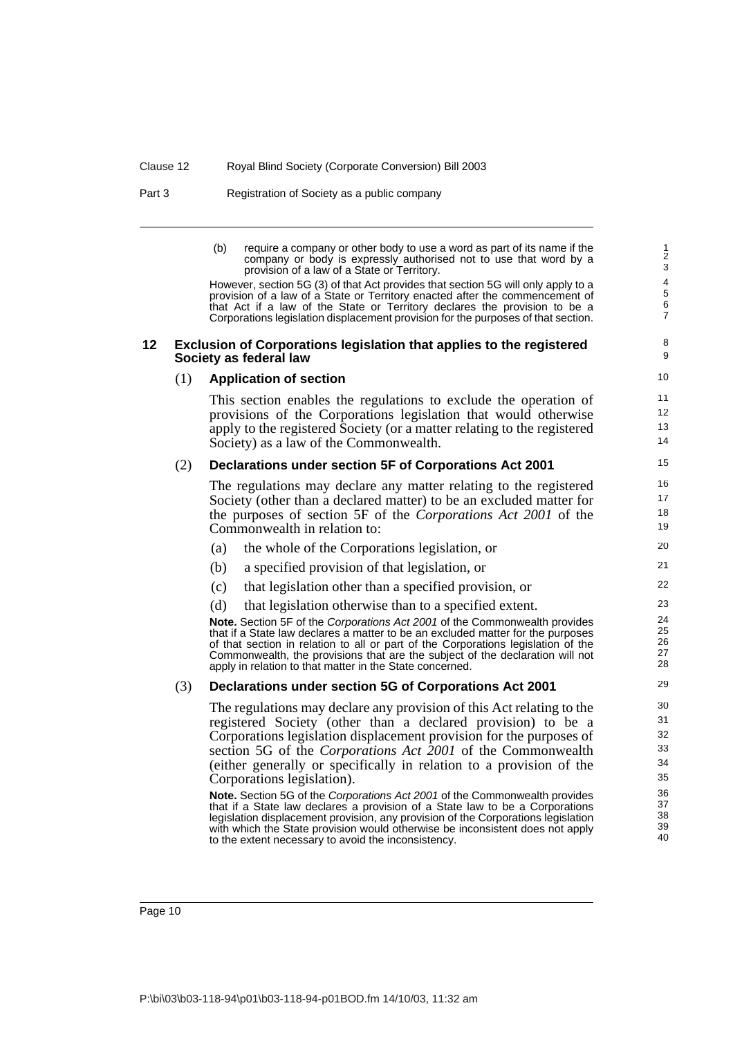(b) require a company or other body to use a word as part of its name if the company or body is expressly authorised not to use that word by a provision of a law of a State or Territory.

However, section 5G (3) of that Act provides that section 5G will only apply to a provision of a law of a State or Territory enacted after the commencement of that Act if a law of the State or Territory declares the provision to be a Corporations legislation displacement provision for the purposes of that section.

## 12 Exclusion of Corporations legislation that applies to the registered Society as federal law

### (1) Application of section

This section enables the regulations to exclude the operation of provisions of the Corporations legislation that would otherwise apply to the registered Society (or a matter relating to the registered Society) as a law of the Commonwealth.

### (2) Declarations under section 5F of Corporations Act 2001

The regulations may declare any matter relating to the registered Society (other than a declared matter) to be an excluded matter for the purposes of section 5F of the *Corporations Act 2001* of the Commonwealth in relation to:

(a) the whole of the Corporations legislation, or

(b) a specified provision of that legislation, or

(c) that legislation other than a specified provision, or

(d) that legislation otherwise than to a specified extent.

**Note.** Section 5F of the *Corporations Act 2001* of the Commonwealth provides that if a State law declares a matter to be an excluded matter for the purposes of that section in relation to all or part of the Corporations legislation of the Commonwealth, the provisions that are the subject of the declaration will not apply in relation to that matter in the State concerned.

### (3) Declarations under section 5G of Corporations Act 2001

The regulations may declare any provision of this Act relating to the registered Society (other than a declared provision) to be a Corporations legislation displacement provision for the purposes of section 5G of the *Corporations Act 2001* of the Commonwealth (either generally or specifically in relation to a provision of the Corporations legislation).

**Note.** Section 5G of the *Corporations Act 2001* of the Commonwealth provides that if a State law declares a provision of a State law to be a Corporations legislation displacement provision, any provision of the Corporations legislation with which the State provision would otherwise be inconsistent does not apply to the extent necessary to avoid the inconsistency.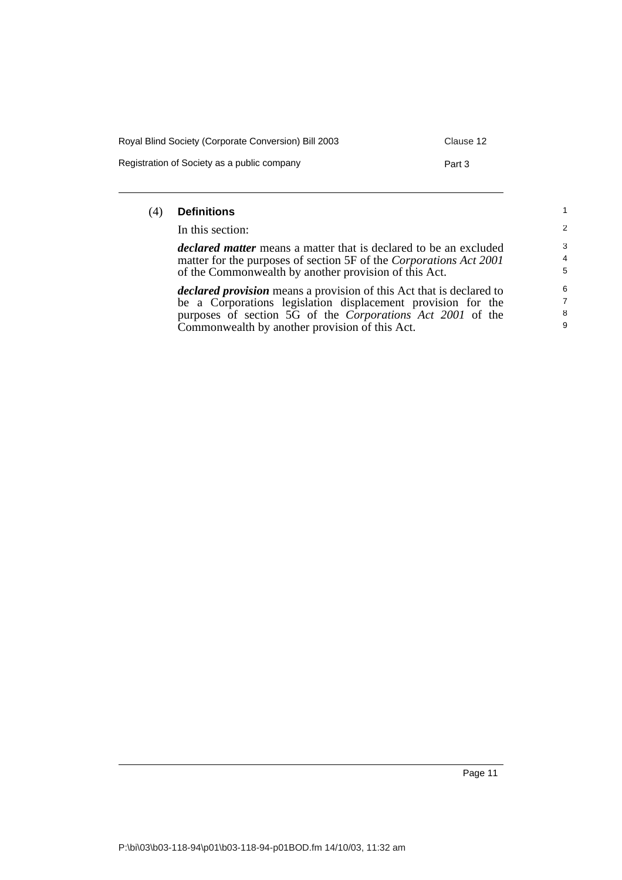(4) **Definitions**

In this section:

***declared matter*** means a matter that is declared to be an excluded matter for the purposes of section 5F of the *Corporations Act 2001* of the Commonwealth by another provision of this Act.

***declared provision*** means a provision of this Act that is declared to be a Corporations legislation displacement provision for the purposes of section 5G of the *Corporations Act 2001* of the Commonwealth by another provision of this Act.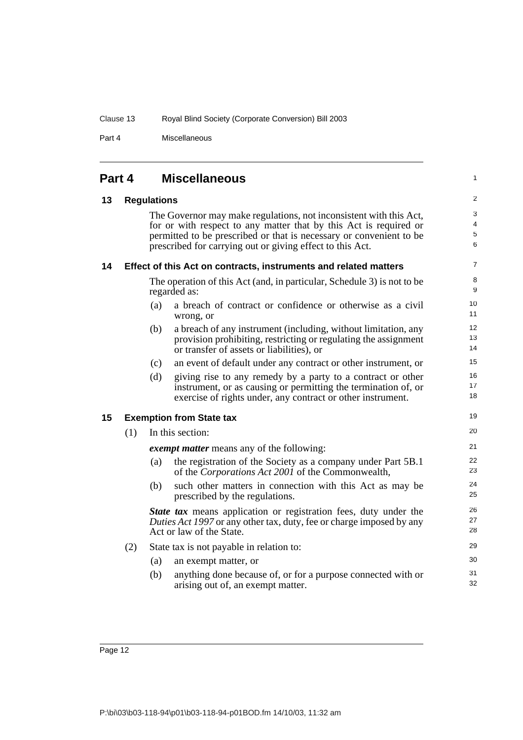# Part 4 Miscellaneous

## 13 Regulations

The Governor may make regulations, not inconsistent with this Act, for or with respect to any matter that by this Act is required or permitted to be prescribed or that is necessary or convenient to be prescribed for carrying out or giving effect to this Act.

## 14 Effect of this Act on contracts, instruments and related matters

The operation of this Act (and, in particular, Schedule 3) is not to be regarded as:

(a) a breach of contract or confidence or otherwise as a civil wrong, or

(b) a breach of any instrument (including, without limitation, any provision prohibiting, restricting or regulating the assignment or transfer of assets or liabilities), or

(c) an event of default under any contract or other instrument, or

(d) giving rise to any remedy by a party to a contract or other instrument, or as causing or permitting the termination of, or exercise of rights under, any contract or other instrument.

## 15 Exemption from State tax

(1) In this section:

***exempt matter*** means any of the following:

(a) the registration of the Society as a company under Part 5B.1 of the *Corporations Act 2001* of the Commonwealth,

(b) such other matters in connection with this Act as may be prescribed by the regulations.

***State tax*** means application or registration fees, duty under the *Duties Act 1997* or any other tax, duty, fee or charge imposed by any Act or law of the State.

(2) State tax is not payable in relation to:

(a) an exempt matter, or

(b) anything done because of, or for a purpose connected with or arising out of, an exempt matter.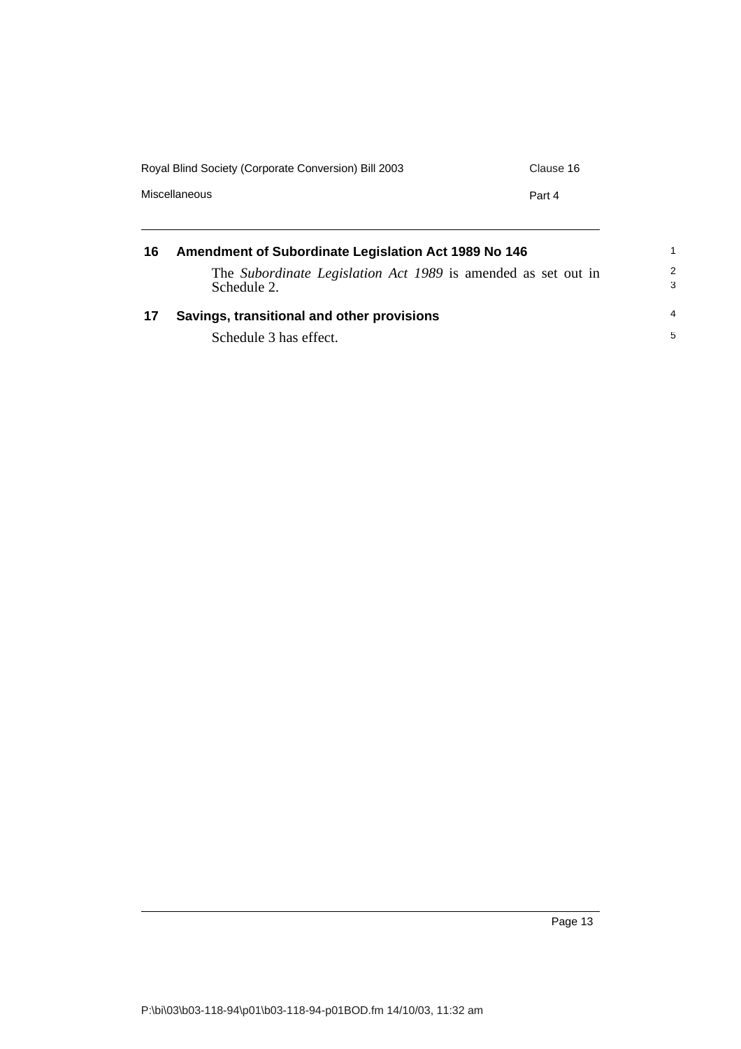## 16 Amendment of Subordinate Legislation Act 1989 No 146

The *Subordinate Legislation Act 1989* is amended as set out in Schedule 2.

## 17 Savings, transitional and other provisions

Schedule 3 has effect.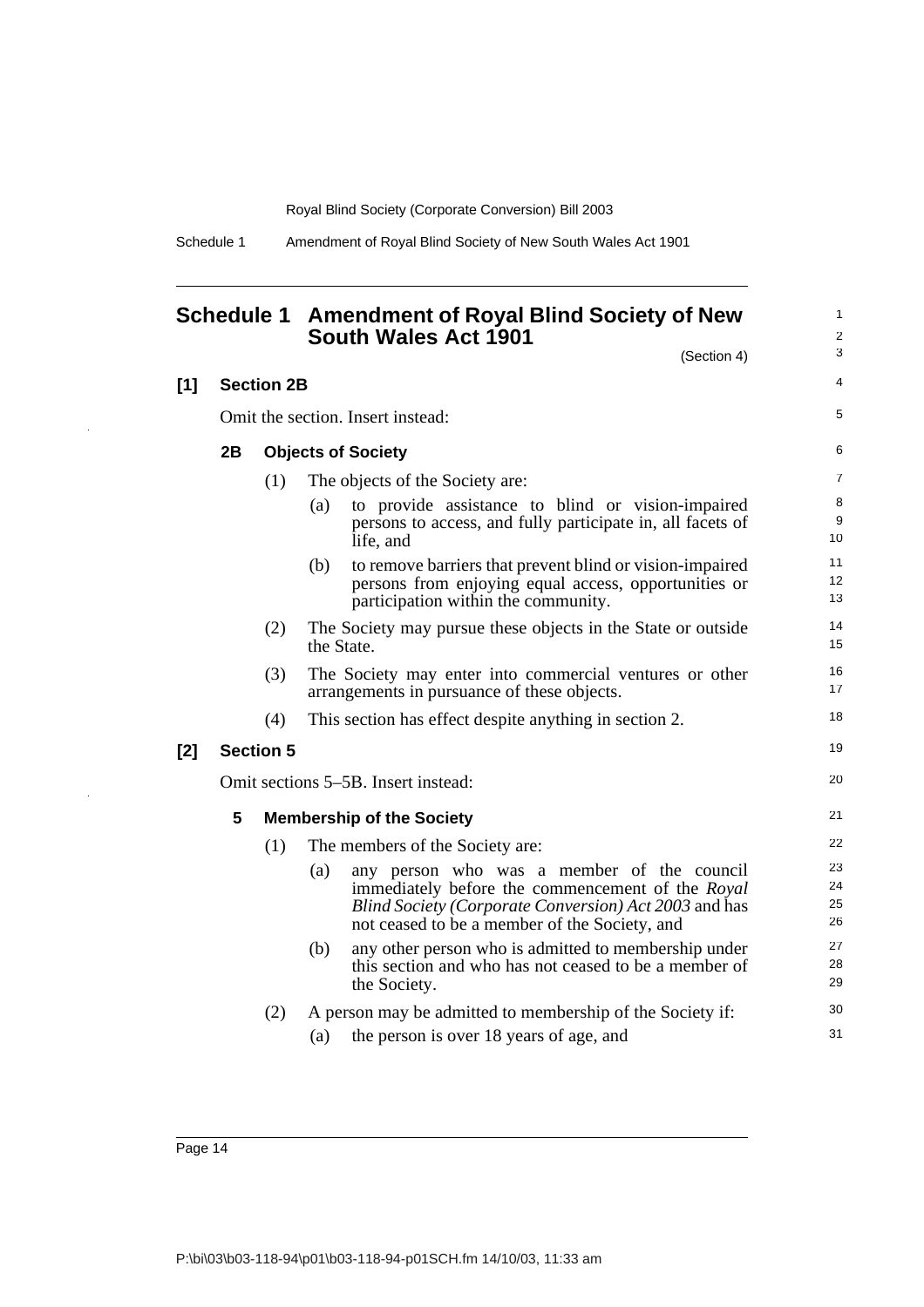# Schedule 1 Amendment of Royal Blind Society of New South Wales Act 1901

(Section 4)

## [1] Section 2B

Omit the section. Insert instead:

### 2B Objects of Society

(1) The objects of the Society are:

(a) to provide assistance to blind or vision-impaired persons to access, and fully participate in, all facets of life, and

(b) to remove barriers that prevent blind or vision-impaired persons from enjoying equal access, opportunities or participation within the community.

(2) The Society may pursue these objects in the State or outside the State.

(3) The Society may enter into commercial ventures or other arrangements in pursuance of these objects.

(4) This section has effect despite anything in section 2.

## [2] Section 5

Omit sections 5–5B. Insert instead:

### 5 Membership of the Society

(1) The members of the Society are:

(a) any person who was a member of the council immediately before the commencement of the *Royal Blind Society (Corporate Conversion) Act 2003* and has not ceased to be a member of the Society, and

(b) any other person who is admitted to membership under this section and who has not ceased to be a member of the Society.

(2) A person may be admitted to membership of the Society if:

(a) the person is over 18 years of age, and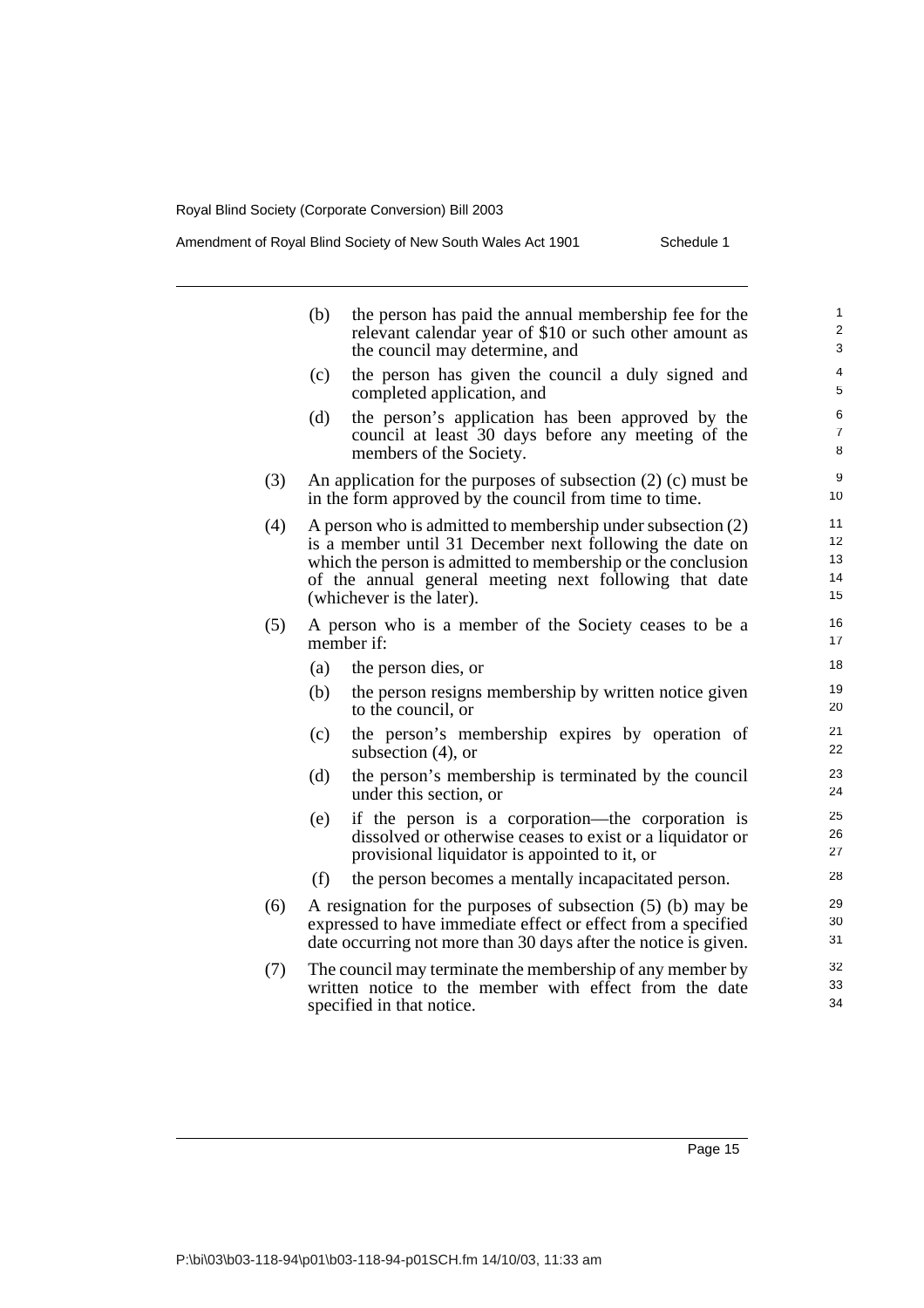(b) the person has paid the annual membership fee for the relevant calendar year of $10 or such other amount as the council may determine, and

(c) the person has given the council a duly signed and completed application, and

(d) the person's application has been approved by the council at least 30 days before any meeting of the members of the Society.

(3) An application for the purposes of subsection (2) (c) must be in the form approved by the council from time to time.

(4) A person who is admitted to membership under subsection (2) is a member until 31 December next following the date on which the person is admitted to membership or the conclusion of the annual general meeting next following that date (whichever is the later).

(5) A person who is a member of the Society ceases to be a member if:

(a) the person dies, or

(b) the person resigns membership by written notice given to the council, or

(c) the person's membership expires by operation of subsection (4), or

(d) the person's membership is terminated by the council under this section, or

(e) if the person is a corporation—the corporation is dissolved or otherwise ceases to exist or a liquidator or provisional liquidator is appointed to it, or

(f) the person becomes a mentally incapacitated person.

(6) A resignation for the purposes of subsection (5) (b) may be expressed to have immediate effect or effect from a specified date occurring not more than 30 days after the notice is given.

(7) The council may terminate the membership of any member by written notice to the member with effect from the date specified in that notice.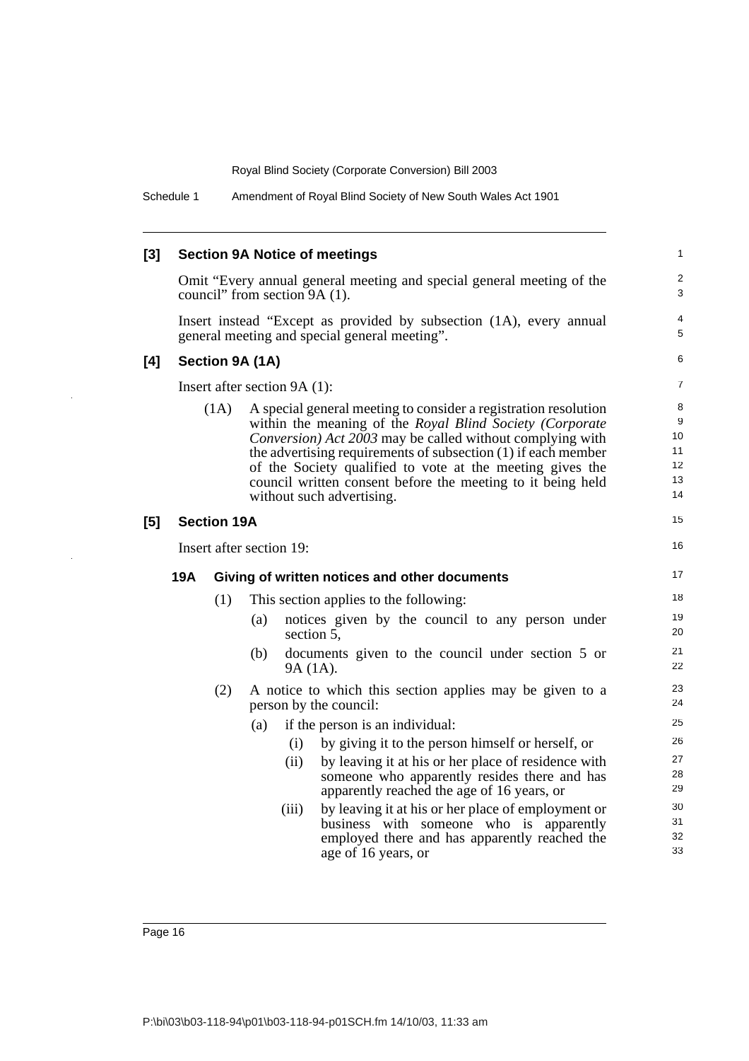### [3] Section 9A Notice of meetings

Omit "Every annual general meeting and special general meeting of the council" from section 9A (1).

Insert instead "Except as provided by subsection (1A), every annual general meeting and special general meeting".

### [4] Section 9A (1A)

Insert after section 9A (1):

(1A) A special general meeting to consider a registration resolution within the meaning of the *Royal Blind Society (Corporate Conversion) Act 2003* may be called without complying with the advertising requirements of subsection (1) if each member of the Society qualified to vote at the meeting gives the council written consent before the meeting to it being held without such advertising.

### [5] Section 19A

Insert after section 19:

#### 19A Giving of written notices and other documents

(1) This section applies to the following:

- (a) notices given by the council to any person under section 5,
- (b) documents given to the council under section 5 or 9A (1A).

(2) A notice to which this section applies may be given to a person by the council:

- (a) if the person is an individual:
  - (i) by giving it to the person himself or herself, or
  - (ii) by leaving it at his or her place of residence with someone who apparently resides there and has apparently reached the age of 16 years, or
  - (iii) by leaving it at his or her place of employment or business with someone who is apparently employed there and has apparently reached the age of 16 years, or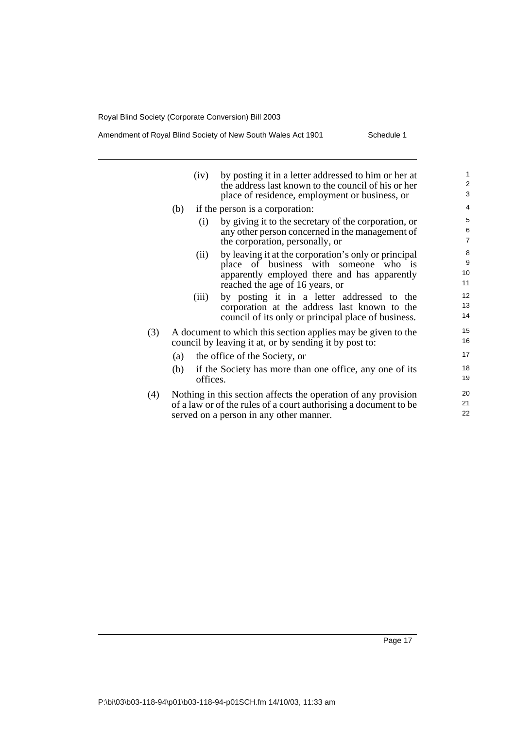(iv) by posting it in a letter addressed to him or her at the address last known to the council of his or her place of residence, employment or business, or

(b) if the person is a corporation:

(i) by giving it to the secretary of the corporation, or any other person concerned in the management of the corporation, personally, or

(ii) by leaving it at the corporation's only or principal place of business with someone who is apparently employed there and has apparently reached the age of 16 years, or

(iii) by posting it in a letter addressed to the corporation at the address last known to the council of its only or principal place of business.

(3) A document to which this section applies may be given to the council by leaving it at, or by sending it by post to:

(a) the office of the Society, or

(b) if the Society has more than one office, any one of its offices.

(4) Nothing in this section affects the operation of any provision of a law or of the rules of a court authorising a document to be served on a person in any other manner.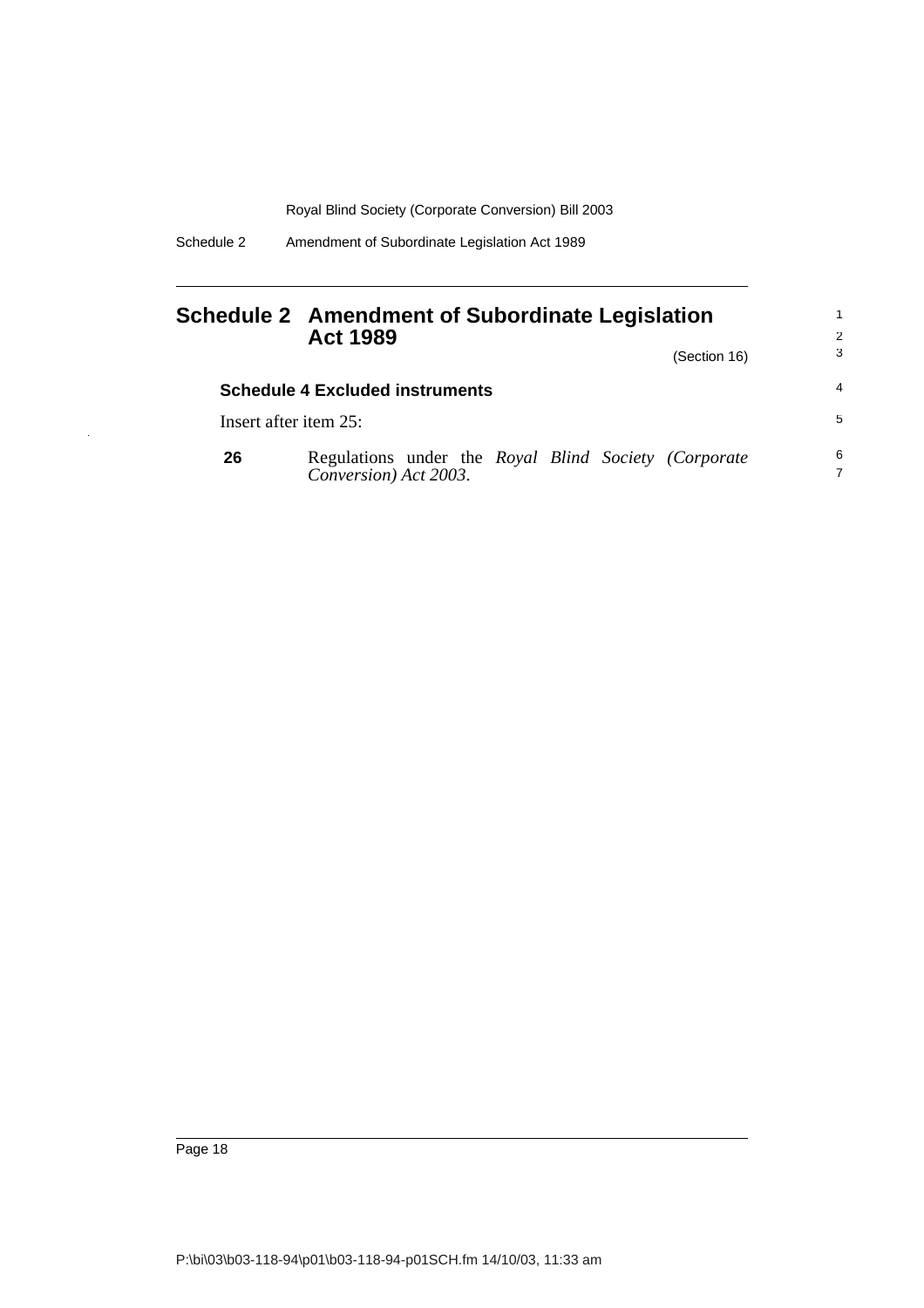# Schedule 2 Amendment of Subordinate Legislation Act 1989

(Section 16)

### Schedule 4 Excluded instruments

Insert after item 25:

**26** Regulations under the *Royal Blind Society (Corporate Conversion) Act 2003*.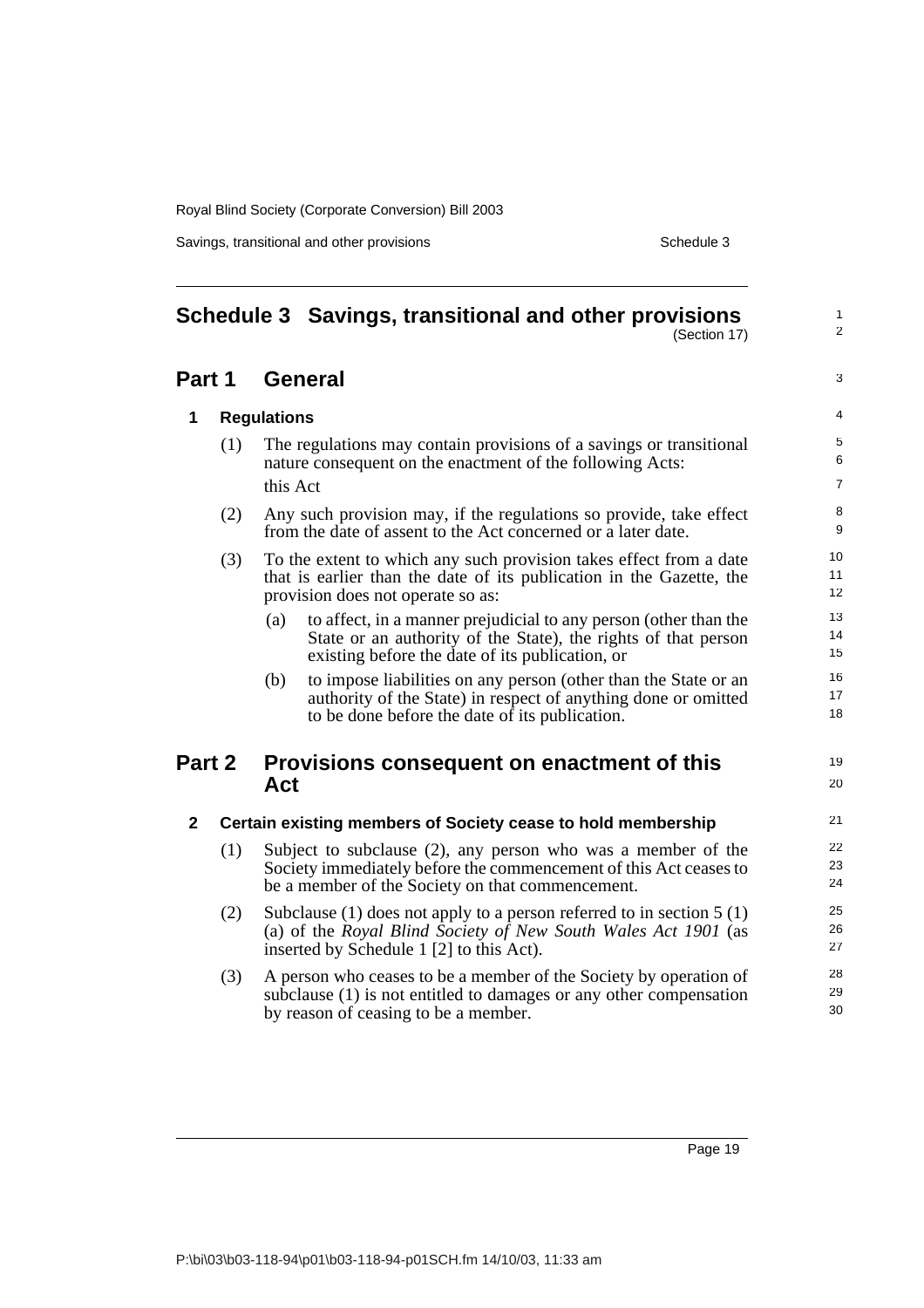# Schedule 3 Savings, transitional and other provisions

(Section 17)

## Part 1 General

### 1 Regulations

(1) The regulations may contain provisions of a savings or transitional nature consequent on the enactment of the following Acts:

this Act

(2) Any such provision may, if the regulations so provide, take effect from the date of assent to the Act concerned or a later date.

(3) To the extent to which any such provision takes effect from a date that is earlier than the date of its publication in the Gazette, the provision does not operate so as:

(a) to affect, in a manner prejudicial to any person (other than the State or an authority of the State), the rights of that person existing before the date of its publication, or

(b) to impose liabilities on any person (other than the State or an authority of the State) in respect of anything done or omitted to be done before the date of its publication.

## Part 2 Provisions consequent on enactment of this Act

### 2 Certain existing members of Society cease to hold membership

(1) Subject to subclause (2), any person who was a member of the Society immediately before the commencement of this Act ceases to be a member of the Society on that commencement.

(2) Subclause (1) does not apply to a person referred to in section 5 (1) (a) of the *Royal Blind Society of New South Wales Act 1901* (as inserted by Schedule 1 [2] to this Act).

(3) A person who ceases to be a member of the Society by operation of subclause (1) is not entitled to damages or any other compensation by reason of ceasing to be a member.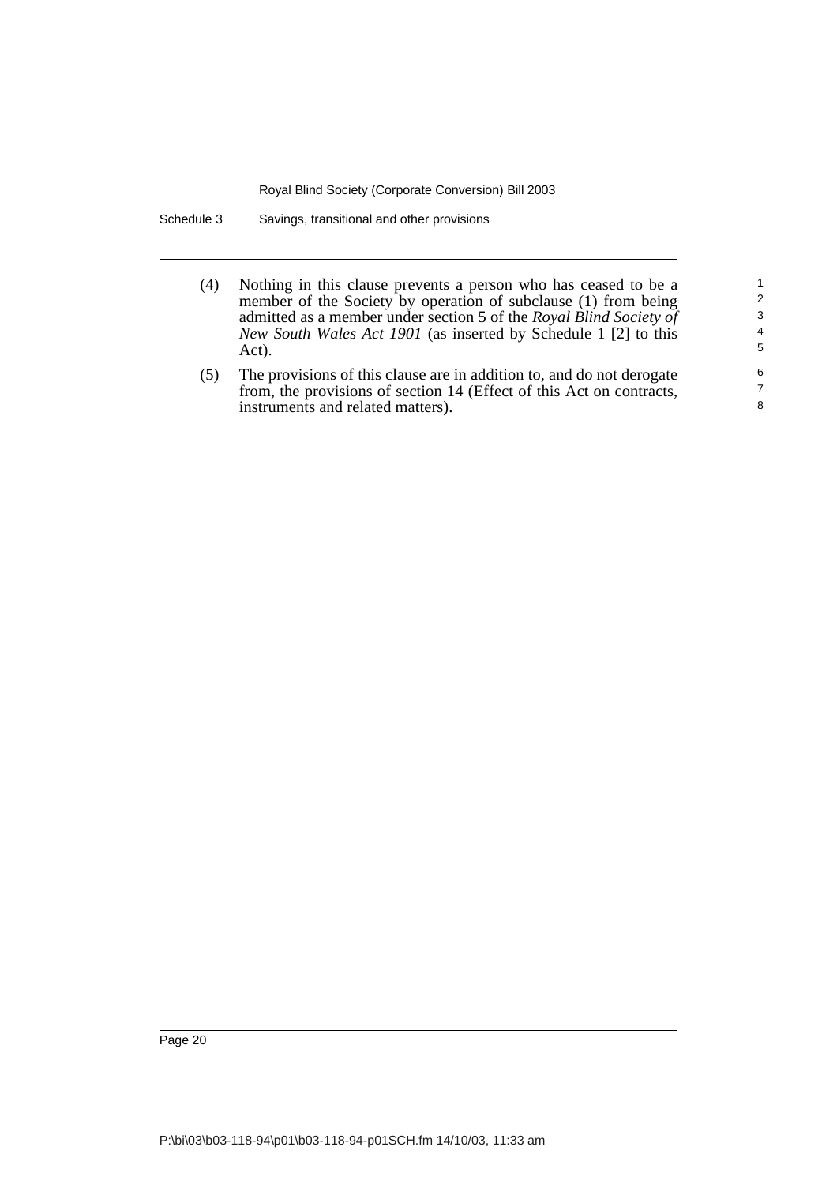(4) Nothing in this clause prevents a person who has ceased to be a member of the Society by operation of subclause (1) from being admitted as a member under section 5 of the *Royal Blind Society of New South Wales Act 1901* (as inserted by Schedule 1 [2] to this Act).

(5) The provisions of this clause are in addition to, and do not derogate from, the provisions of section 14 (Effect of this Act on contracts, instruments and related matters).